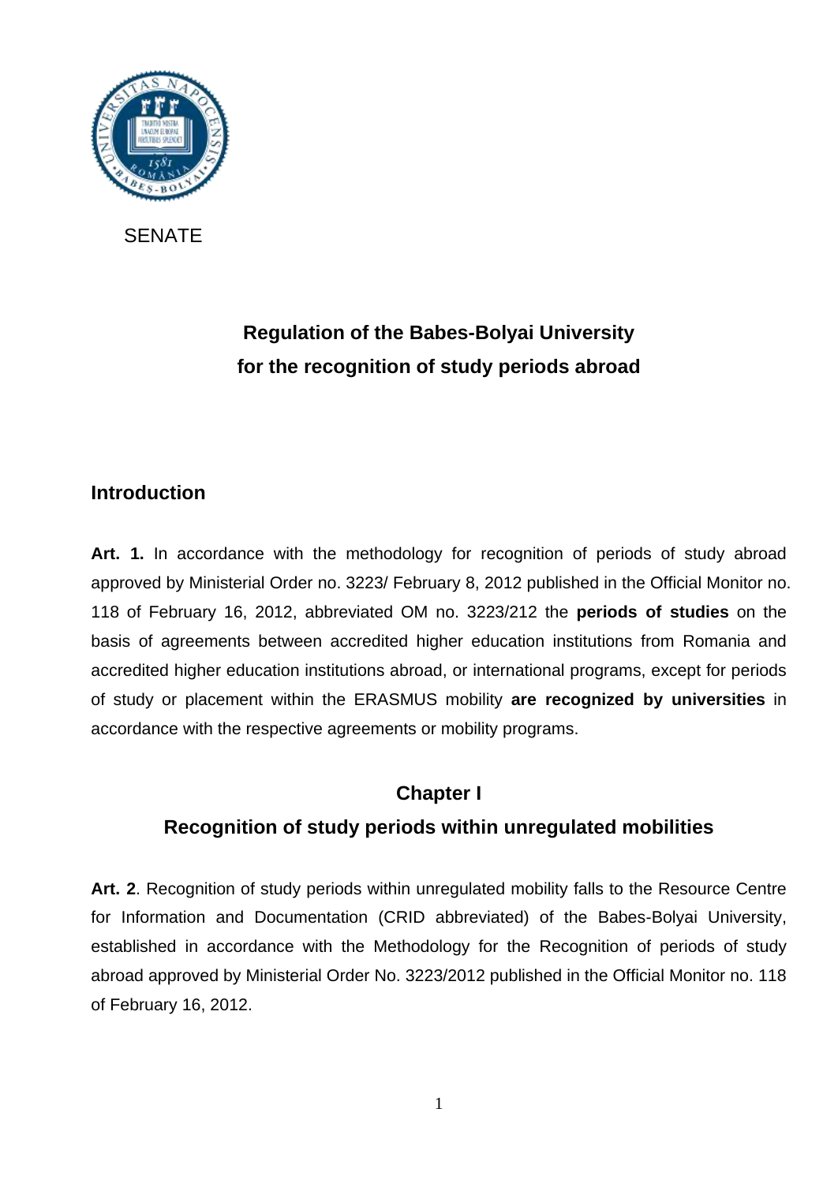SENATE

# Regulation of the Babes-Bolyai University for the recognition of study periods abroad

## Introduction

**Art. 1.** In accordance with the methodology for recognition of periods of study abroad approved by Ministerial Order no. 3223/ February 8, 2012 published in the Official Monitor no. 118 of February 16, 2012, abbreviated OM no. 3223/212 the **periods of studies** on the basis of agreements between accredited higher education institutions from Romania and accredited higher education institutions abroad, or international programs, except for periods of study or placement within the ERASMUS mobility **are recognized by universities** in accordance with the respective agreements or mobility programs.

## Chapter I

## Recognition of study periods within unregulated mobilities

**Art. 2**. Recognition of study periods within unregulated mobility falls to the Resource Centre for Information and Documentation (CRID abbreviated) of the Babes-Bolyai University, established in accordance with the Methodology for the Recognition of periods of study abroad approved by Ministerial Order No. 3223/2012 published in the Official Monitor no. 118 of February 16, 2012.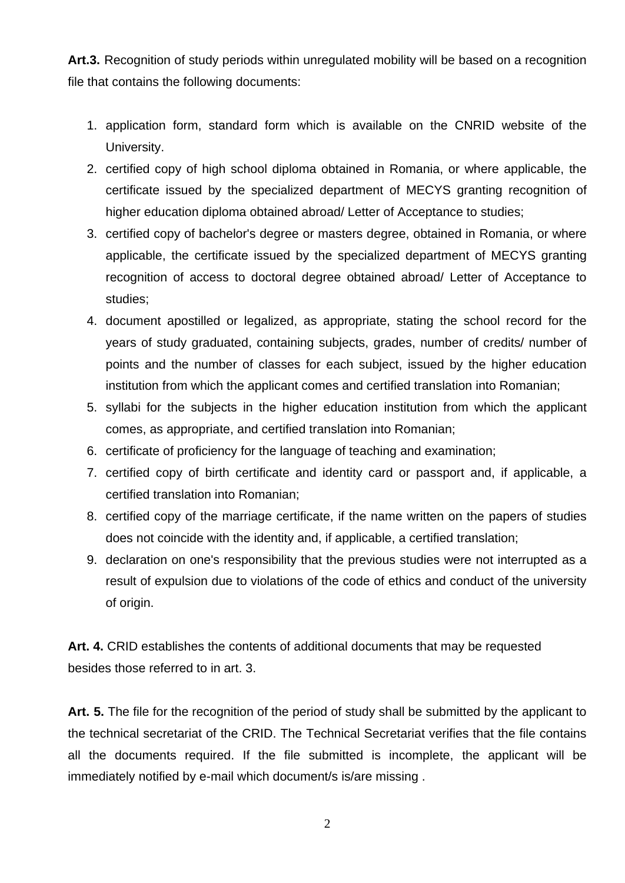**Art.3.** Recognition of study periods within unregulated mobility will be based on a recognition file that contains the following documents:

1. application form, standard form which is available on the CNRID website of the University.
2. certified copy of high school diploma obtained in Romania, or where applicable, the certificate issued by the specialized department of MECYS granting recognition of higher education diploma obtained abroad/ Letter of Acceptance to studies;
3. certified copy of bachelor's degree or masters degree, obtained in Romania, or where applicable, the certificate issued by the specialized department of MECYS granting recognition of access to doctoral degree obtained abroad/ Letter of Acceptance to studies;
4. document apostilled or legalized, as appropriate, stating the school record for the years of study graduated, containing subjects, grades, number of credits/ number of points and the number of classes for each subject, issued by the higher education institution from which the applicant comes and certified translation into Romanian;
5. syllabi for the subjects in the higher education institution from which the applicant comes, as appropriate, and certified translation into Romanian;
6. certificate of proficiency for the language of teaching and examination;
7. certified copy of birth certificate and identity card or passport and, if applicable, a certified translation into Romanian;
8. certified copy of the marriage certificate, if the name written on the papers of studies does not coincide with the identity and, if applicable, a certified translation;
9. declaration on one's responsibility that the previous studies were not interrupted as a result of expulsion due to violations of the code of ethics and conduct of the university of origin.

**Art. 4.** CRID establishes the contents of additional documents that may be requested besides those referred to in art. 3.

**Art. 5.** The file for the recognition of the period of study shall be submitted by the applicant to the technical secretariat of the CRID. The Technical Secretariat verifies that the file contains all the documents required. If the file submitted is incomplete, the applicant will be immediately notified by e-mail which document/s is/are missing .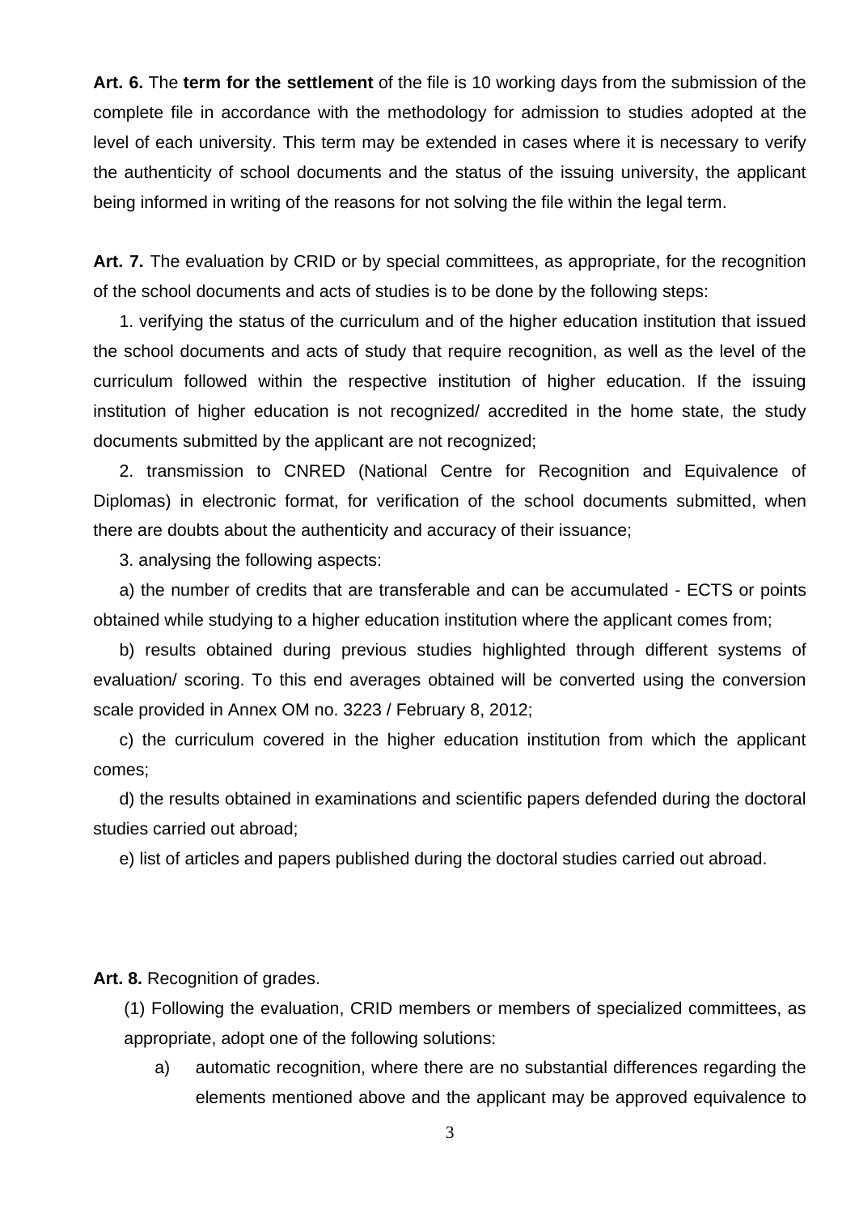**Art. 6.** The **term for the settlement** of the file is 10 working days from the submission of the complete file in accordance with the methodology for admission to studies adopted at the level of each university. This term may be extended in cases where it is necessary to verify the authenticity of school documents and the status of the issuing university, the applicant being informed in writing of the reasons for not solving the file within the legal term.

**Art. 7.** The evaluation by CRID or by special committees, as appropriate, for the recognition of the school documents and acts of studies is to be done by the following steps:

1. verifying the status of the curriculum and of the higher education institution that issued the school documents and acts of study that require recognition, as well as the level of the curriculum followed within the respective institution of higher education. If the issuing institution of higher education is not recognized/ accredited in the home state, the study documents submitted by the applicant are not recognized;

2. transmission to CNRED (National Centre for Recognition and Equivalence of Diplomas) in electronic format, for verification of the school documents submitted, when there are doubts about the authenticity and accuracy of their issuance;

3. analysing the following aspects:

a) the number of credits that are transferable and can be accumulated - ECTS or points obtained while studying to a higher education institution where the applicant comes from;

b) results obtained during previous studies highlighted through different systems of evaluation/ scoring. To this end averages obtained will be converted using the conversion scale provided in Annex OM no. 3223 / February 8, 2012;

c) the curriculum covered in the higher education institution from which the applicant comes;

d) the results obtained in examinations and scientific papers defended during the doctoral studies carried out abroad;

e) list of articles and papers published during the doctoral studies carried out abroad.

**Art. 8.** Recognition of grades.

(1) Following the evaluation, CRID members or members of specialized committees, as appropriate, adopt one of the following solutions:

a) automatic recognition, where there are no substantial differences regarding the elements mentioned above and the applicant may be approved equivalence to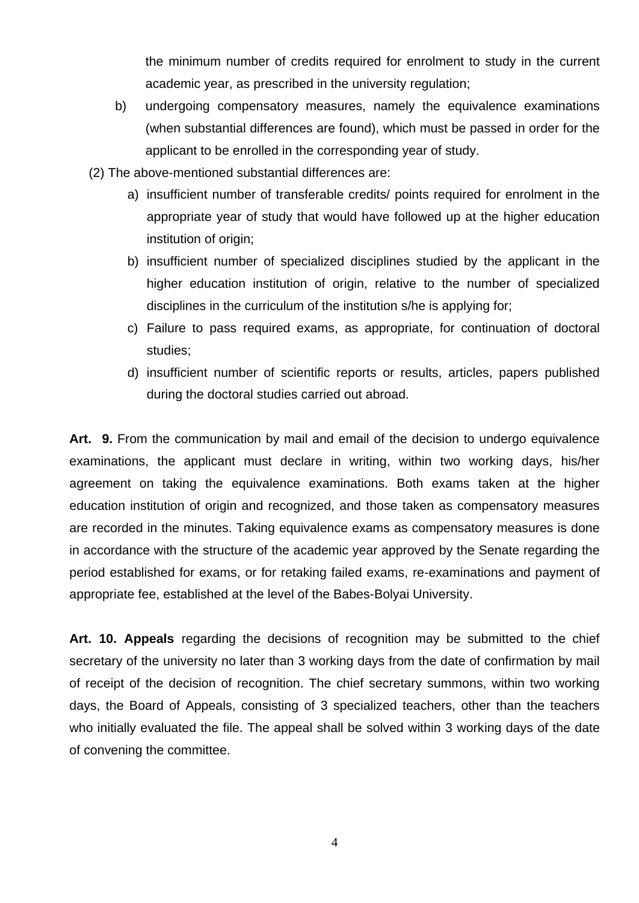the minimum number of credits required for enrolment to study in the current academic year, as prescribed in the university regulation;

b) undergoing compensatory measures, namely the equivalence examinations (when substantial differences are found), which must be passed in order for the applicant to be enrolled in the corresponding year of study.

(2) The above-mentioned substantial differences are:

a) insufficient number of transferable credits/ points required for enrolment in the appropriate year of study that would have followed up at the higher education institution of origin;
b) insufficient number of specialized disciplines studied by the applicant in the higher education institution of origin, relative to the number of specialized disciplines in the curriculum of the institution s/he is applying for;
c) Failure to pass required exams, as appropriate, for continuation of doctoral studies;
d) insufficient number of scientific reports or results, articles, papers published during the doctoral studies carried out abroad.

**Art. 9.** From the communication by mail and email of the decision to undergo equivalence examinations, the applicant must declare in writing, within two working days, his/her agreement on taking the equivalence examinations. Both exams taken at the higher education institution of origin and recognized, and those taken as compensatory measures are recorded in the minutes. Taking equivalence exams as compensatory measures is done in accordance with the structure of the academic year approved by the Senate regarding the period established for exams, or for retaking failed exams, re-examinations and payment of appropriate fee, established at the level of the Babes-Bolyai University.

**Art. 10. Appeals** regarding the decisions of recognition may be submitted to the chief secretary of the university no later than 3 working days from the date of confirmation by mail of receipt of the decision of recognition. The chief secretary summons, within two working days, the Board of Appeals, consisting of 3 specialized teachers, other than the teachers who initially evaluated the file. The appeal shall be solved within 3 working days of the date of convening the committee.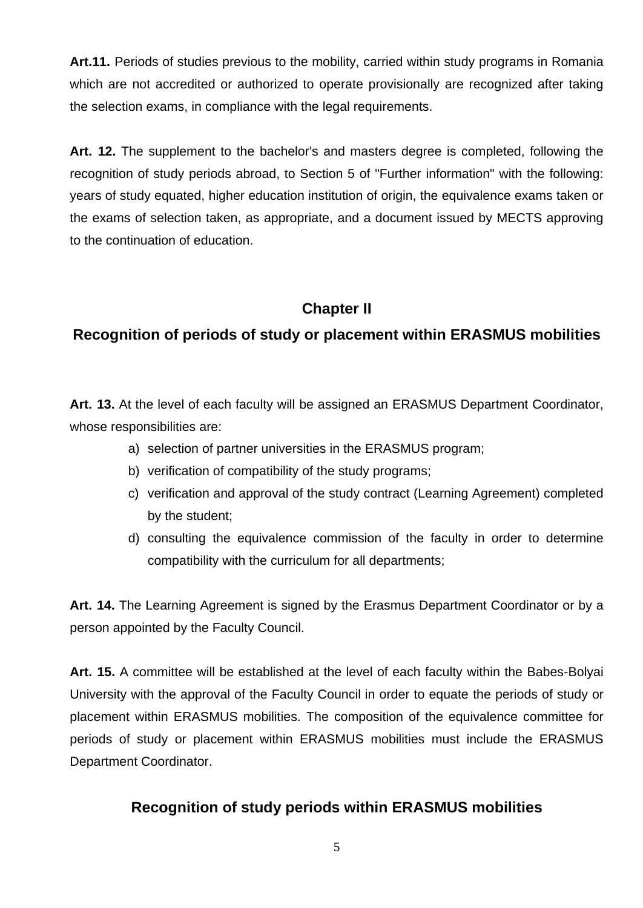**Art.11.** Periods of studies previous to the mobility, carried within study programs in Romania which are not accredited or authorized to operate provisionally are recognized after taking the selection exams, in compliance with the legal requirements.

**Art. 12.** The supplement to the bachelor's and masters degree is completed, following the recognition of study periods abroad, to Section 5 of "Further information" with the following: years of study equated, higher education institution of origin, the equivalence exams taken or the exams of selection taken, as appropriate, and a document issued by MECTS approving to the continuation of education.

## Chapter II

## Recognition of periods of study or placement within ERASMUS mobilities

**Art. 13.** At the level of each faculty will be assigned an ERASMUS Department Coordinator, whose responsibilities are:

a) selection of partner universities in the ERASMUS program;
b) verification of compatibility of the study programs;
c) verification and approval of the study contract (Learning Agreement) completed by the student;
d) consulting the equivalence commission of the faculty in order to determine compatibility with the curriculum for all departments;

**Art. 14.** The Learning Agreement is signed by the Erasmus Department Coordinator or by a person appointed by the Faculty Council.

**Art. 15.** A committee will be established at the level of each faculty within the Babes-Bolyai University with the approval of the Faculty Council in order to equate the periods of study or placement within ERASMUS mobilities. The composition of the equivalence committee for periods of study or placement within ERASMUS mobilities must include the ERASMUS Department Coordinator.

### Recognition of study periods within ERASMUS mobilities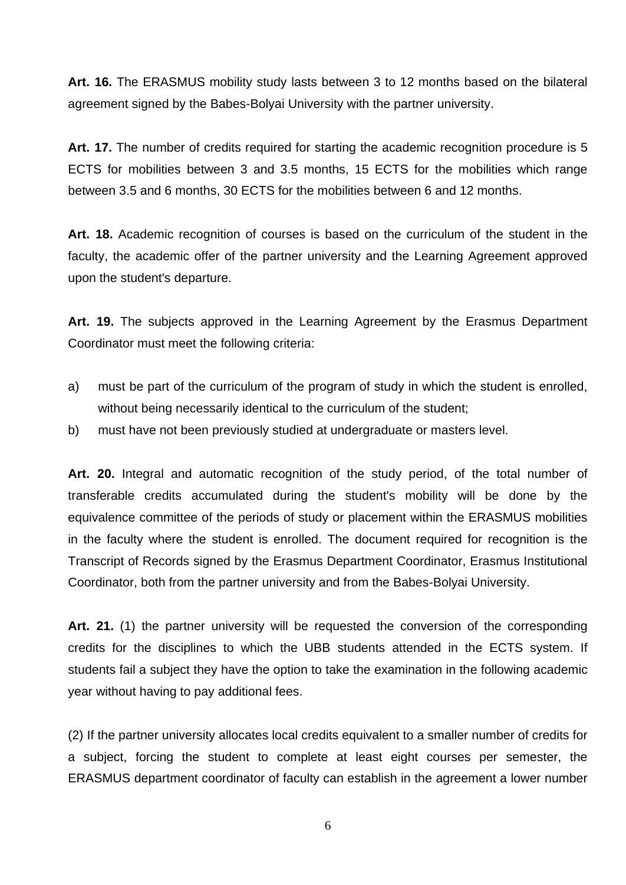**Art. 16.** The ERASMUS mobility study lasts between 3 to 12 months based on the bilateral agreement signed by the Babes-Bolyai University with the partner university.

**Art. 17.** The number of credits required for starting the academic recognition procedure is 5 ECTS for mobilities between 3 and 3.5 months, 15 ECTS for the mobilities which range between 3.5 and 6 months, 30 ECTS for the mobilities between 6 and 12 months.

**Art. 18.** Academic recognition of courses is based on the curriculum of the student in the faculty, the academic offer of the partner university and the Learning Agreement approved upon the student's departure.

**Art. 19.** The subjects approved in the Learning Agreement by the Erasmus Department Coordinator must meet the following criteria:

a) must be part of the curriculum of the program of study in which the student is enrolled, without being necessarily identical to the curriculum of the student;
b) must have not been previously studied at undergraduate or masters level.

**Art. 20.** Integral and automatic recognition of the study period, of the total number of transferable credits accumulated during the student's mobility will be done by the equivalence committee of the periods of study or placement within the ERASMUS mobilities in the faculty where the student is enrolled. The document required for recognition is the Transcript of Records signed by the Erasmus Department Coordinator, Erasmus Institutional Coordinator, both from the partner university and from the Babes-Bolyai University.

**Art. 21.** (1) the partner university will be requested the conversion of the corresponding credits for the disciplines to which the UBB students attended in the ECTS system. If students fail a subject they have the option to take the examination in the following academic year without having to pay additional fees.

(2) If the partner university allocates local credits equivalent to a smaller number of credits for a subject, forcing the student to complete at least eight courses per semester, the ERASMUS department coordinator of faculty can establish in the agreement a lower number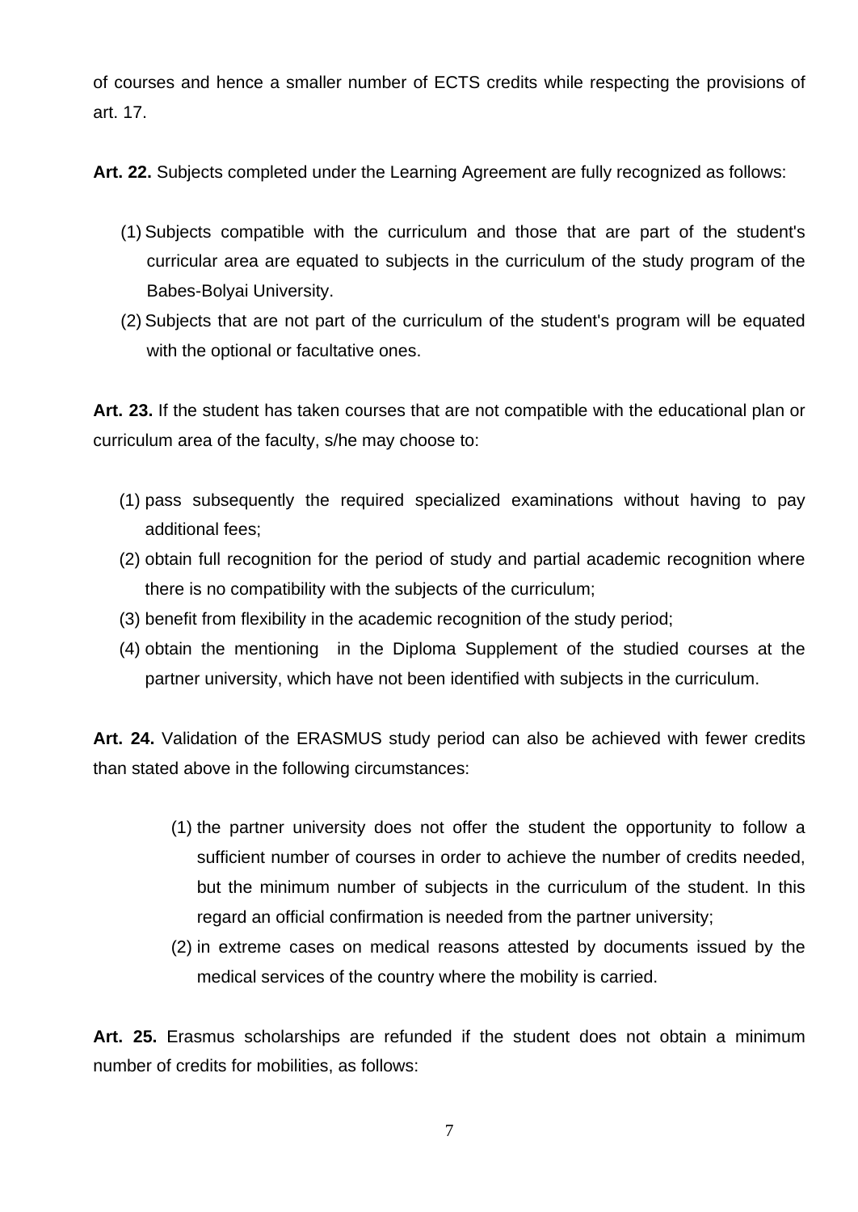of courses and hence a smaller number of ECTS credits while respecting the provisions of art. 17.

**Art. 22.** Subjects completed under the Learning Agreement are fully recognized as follows:

(1) Subjects compatible with the curriculum and those that are part of the student's curricular area are equated to subjects in the curriculum of the study program of the Babes-Bolyai University.
(2) Subjects that are not part of the curriculum of the student's program will be equated with the optional or facultative ones.

**Art. 23.** If the student has taken courses that are not compatible with the educational plan or curriculum area of the faculty, s/he may choose to:

(1) pass subsequently the required specialized examinations without having to pay additional fees;
(2) obtain full recognition for the period of study and partial academic recognition where there is no compatibility with the subjects of the curriculum;
(3) benefit from flexibility in the academic recognition of the study period;
(4) obtain the mentioning in the Diploma Supplement of the studied courses at the partner university, which have not been identified with subjects in the curriculum.

**Art. 24.** Validation of the ERASMUS study period can also be achieved with fewer credits than stated above in the following circumstances:

(1) the partner university does not offer the student the opportunity to follow a sufficient number of courses in order to achieve the number of credits needed, but the minimum number of subjects in the curriculum of the student. In this regard an official confirmation is needed from the partner university;
(2) in extreme cases on medical reasons attested by documents issued by the medical services of the country where the mobility is carried.

**Art. 25.** Erasmus scholarships are refunded if the student does not obtain a minimum number of credits for mobilities, as follows: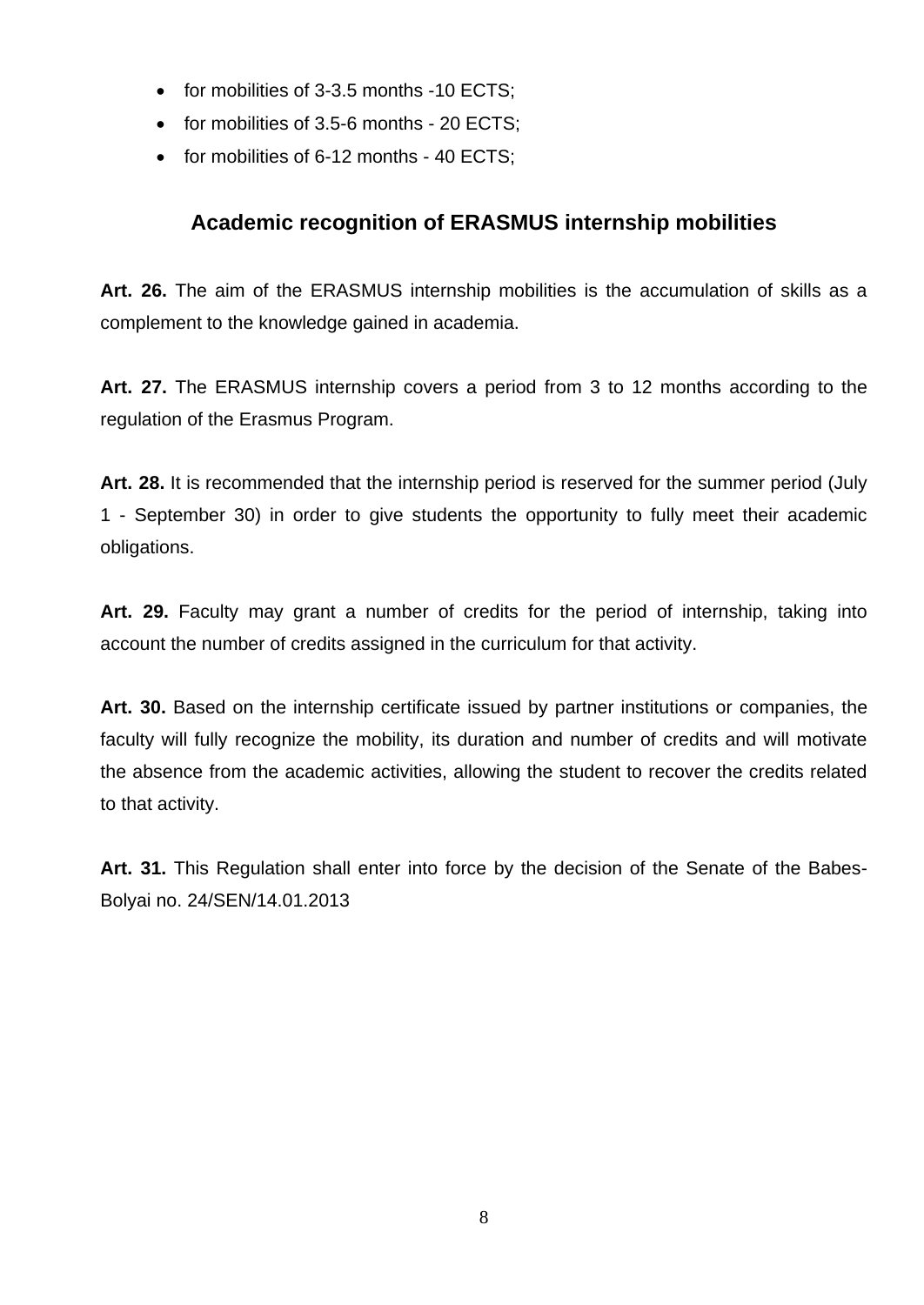- for mobilities of 3-3.5 months -10 ECTS;
- for mobilities of 3.5-6 months - 20 ECTS;
- for mobilities of 6-12 months - 40 ECTS;

## Academic recognition of ERASMUS internship mobilities

**Art. 26.** The aim of the ERASMUS internship mobilities is the accumulation of skills as a complement to the knowledge gained in academia.

**Art. 27.** The ERASMUS internship covers a period from 3 to 12 months according to the regulation of the Erasmus Program.

**Art. 28.** It is recommended that the internship period is reserved for the summer period (July 1 - September 30) in order to give students the opportunity to fully meet their academic obligations.

**Art. 29.** Faculty may grant a number of credits for the period of internship, taking into account the number of credits assigned in the curriculum for that activity.

**Art. 30.** Based on the internship certificate issued by partner institutions or companies, the faculty will fully recognize the mobility, its duration and number of credits and will motivate the absence from the academic activities, allowing the student to recover the credits related to that activity.

**Art. 31.** This Regulation shall enter into force by the decision of the Senate of the Babes-Bolyai no. 24/SEN/14.01.2013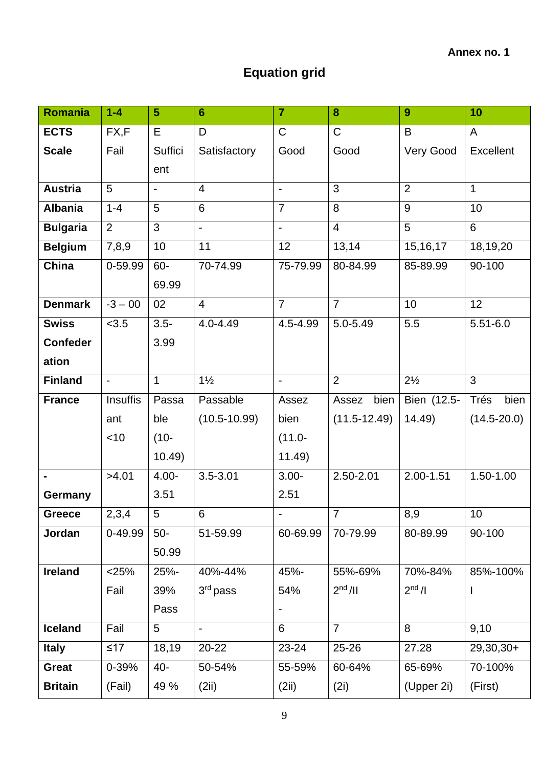**Annex no. 1**

# Equation grid

| Romania | 1-4 | 5 | 6 | 7 | 8 | 9 | 10 |
|---|---|---|---|---|---|---|---|
| **ECTS Scale** | FX,F Fail | E Sufficient | D Satisfactory | C Good | C Good | B Very Good | A Excellent |
| **Austria** | 5 | - | 4 | - | 3 | 2 | 1 |
| **Albania** | 1-4 | 5 | 6 | 7 | 8 | 9 | 10 |
| **Bulgaria** | 2 | 3 | - | - | 4 | 5 | 6 |
| **Belgium** | 7,8,9 | 10 | 11 | 12 | 13,14 | 15,16,17 | 18,19,20 |
| **China** | 0-59.99 | 60-69.99 | 70-74.99 | 75-79.99 | 80-84.99 | 85-89.99 | 90-100 |
| **Denmark** | -3 – 00 | 02 | 4 | 7 | 7 | 10 | 12 |
| **Swiss Confederation** | <3.5 | 3.5-3.99 | 4.0-4.49 | 4.5-4.99 | 5.0-5.49 | 5.5 | 5.51-6.0 |
| **Finland** | - | 1 | 1½ | - | 2 | 2½ | 3 |
| **France** | Insuffisant <10 | Passable (10-10.49) | Passable (10.5-10.99) | Assez bien (11.0-11.49) | Assez bien (11.5-12.49) | Bien (12.5-14.49) | Trés bien (14.5-20.0) |
| **- Germany** | >4.01 | 4.00-3.51 | 3.5-3.01 | 3.00-2.51 | 2.50-2.01 | 2.00-1.51 | 1.50-1.00 |
| **Greece** | 2,3,4 | 5 | 6 | - | 7 | 8,9 | 10 |
| **Jordan** | 0-49.99 | 50-50.99 | 51-59.99 | 60-69.99 | 70-79.99 | 80-89.99 | 90-100 |
| **Ireland** | <25% Fail | 25%-39% Pass | 40%-44% 3rd pass | 45%-54% - | 55%-69% 2nd /II | 70%-84% 2nd /I | 85%-100% I |
| **Iceland** | Fail | 5 | - | 6 | 7 | 8 | 9,10 |
| **Italy** | ≤17 | 18,19 | 20-22 | 23-24 | 25-26 | 27.28 | 29,30,30+ |
| **Great Britain** | 0-39% (Fail) | 40-49 % | 50-54% (2ii) | 55-59% (2ii) | 60-64% (2i) | 65-69% (Upper 2i) | 70-100% (First) |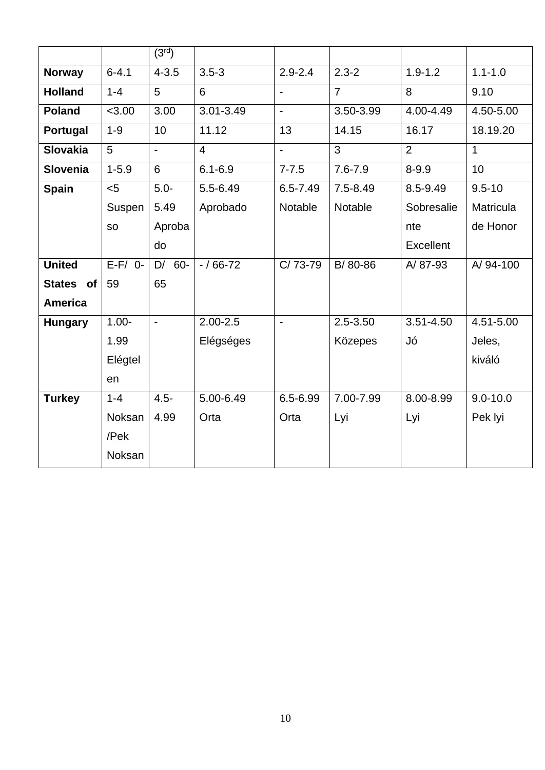| | | (3rd) | | | | | |
|---|---|---|---|---|---|---|---|
| **Norway** | 6-4.1 | 4-3.5 | 3.5-3 | 2.9-2.4 | 2.3-2 | 1.9-1.2 | 1.1-1.0 |
| **Holland** | 1-4 | 5 | 6 | - | 7 | 8 | 9.10 |
| **Poland** | <3.00 | 3.00 | 3.01-3.49 | - | 3.50-3.99 | 4.00-4.49 | 4.50-5.00 |
| **Portugal** | 1-9 | 10 | 11.12 | 13 | 14.15 | 16.17 | 18.19.20 |
| **Slovakia** | 5 | - | 4 | - | 3 | 2 | 1 |
| **Slovenia** | 1-5.9 | 6 | 6.1-6.9 | 7-7.5 | 7.6-7.9 | 8-9.9 | 10 |
| **Spain** | <5 Suspenso | 5.0-5.49 Aprobado | 5.5-6.49 Aprobado | 6.5-7.49 Notable | 7.5-8.49 Notable | 8.5-9.49 Sobresaliente Excellent | 9.5-10 Matricula de Honor |
| **United States of America** | E-F/ 0-59 | D/ 60-65 | - / 66-72 | C/ 73-79 | B/ 80-86 | A/ 87-93 | A/ 94-100 |
| **Hungary** | 1.00-1.99 Elégtelen | - | 2.00-2.5 Elégséges | - | 2.5-3.50 Közepes | 3.51-4.50 Jó | 4.51-5.00 Jeles, kiváló |
| **Turkey** | 1-4 Noksan /Pek Noksan | 4.5-4.99 | 5.00-6.49 Orta | 6.5-6.99 Orta | 7.00-7.99 Lyi | 8.00-8.99 Lyi | 9.0-10.0 Pek lyi |